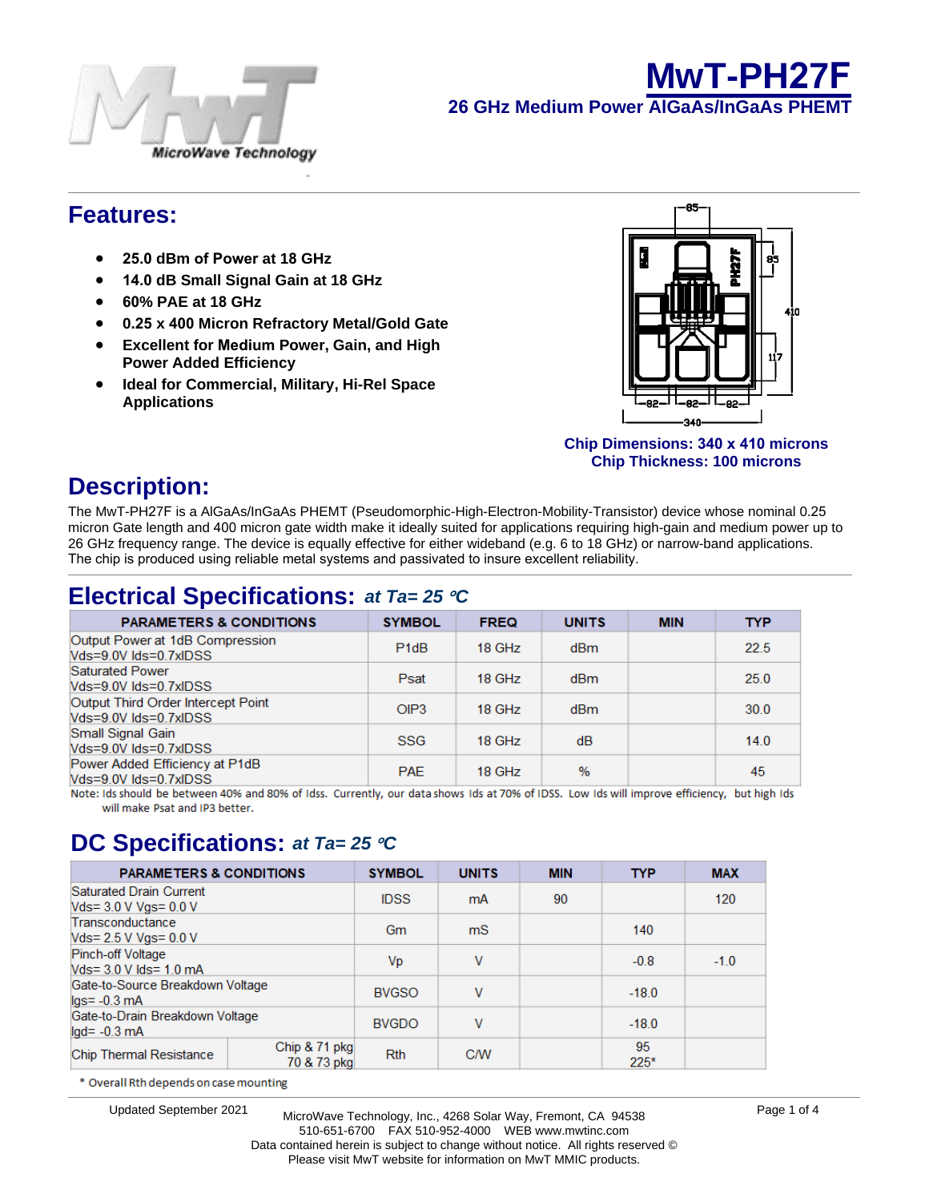# MwT-PH27F

## 26 GHz Medium Power AlGaAs/InGaAs PHEMT

MicroWave Technology

## Features:

- **25.0 dBm of Power at 18 GHz**
- **14.0 dB Small Signal Gain at 18 GHz**
- **60% PAE at 18 GHz**
- **0.25 x 400 Micron Refractory Metal/Gold Gate**
- **Excellent for Medium Power, Gain, and High Power Added Efficiency**
- **Ideal for Commercial, Military, Hi-Rel Space Applications**

85
85
410
117
82 82 82
340

**Chip Dimensions: 340 x 410 microns**
**Chip Thickness: 100 microns**

## Description:

The MwT-PH27F is a AlGaAs/InGaAs PHEMT (Pseudomorphic-High-Electron-Mobility-Transistor) device whose nominal 0.25 micron Gate length and 400 micron gate width make it ideally suited for applications requiring high-gain and medium power up to 26 GHz frequency range. The device is equally effective for either wideband (e.g. 6 to 18 GHz) or narrow-band applications. The chip is produced using reliable metal systems and passivated to insure excellent reliability.

## Electrical Specifications: *at Ta= 25 °C*

| PARAMETERS & CONDITIONS | SYMBOL | FREQ | UNITS | MIN | TYP |
|---|---|---|---|---|---|
| Output Power at 1dB Compression<br>Vds=9.0V Ids=0.7xIDSS | P1dB | 18 GHz | dBm | | 22.5 |
| Saturated Power<br>Vds=9.0V Ids=0.7xIDSS | Psat | 18 GHz | dBm | | 25.0 |
| Output Third Order Intercept Point<br>Vds=9.0V Ids=0.7xIDSS | OIP3 | 18 GHz | dBm | | 30.0 |
| Small Signal Gain<br>Vds=9.0V Ids=0.7xIDSS | SSG | 18 GHz | dB | | 14.0 |
| Power Added Efficiency at P1dB<br>Vds=9.0V Ids=0.7xIDSS | PAE | 18 GHz | % | | 45 |

Note: Ids should be between 40% and 80% of Idss. Currently, our data shows Ids at 70% of IDSS. Low Ids will improve efficiency, but high Ids will make Psat and IP3 better.

## DC Specifications: *at Ta= 25 °C*

| PARAMETERS & CONDITIONS | | SYMBOL | UNITS | MIN | TYP | MAX |
|---|---|---|---|---|---|---|
| Saturated Drain Current<br>Vds= 3.0 V Vgs= 0.0 V | | IDSS | mA | 90 | | 120 |
| Transconductance<br>Vds= 2.5 V Vgs= 0.0 V | | Gm | mS | | 140 | |
| Pinch-off Voltage<br>Vds= 3.0 V Ids= 1.0 mA | | Vp | V | | -0.8 | -1.0 |
| Gate-to-Source Breakdown Voltage<br>Igs= -0.3 mA | | BVGSO | V | | -18.0 | |
| Gate-to-Drain Breakdown Voltage<br>Igd= -0.3 mA | | BVGDO | V | | -18.0 | |
| Chip Thermal Resistance | Chip & 71 pkg<br>70 & 73 pkg | Rth | C/W | | 95<br>225* | |

\* Overall Rth depends on case mounting

Updated September 2021

MicroWave Technology, Inc., 4268 Solar Way, Fremont, CA 94538
510-651-6700 FAX 510-952-4000 WEB www.mwtinc.com
Data contained herein is subject to change without notice. All rights reserved ©
Please visit MwT website for information on MwT MMIC products.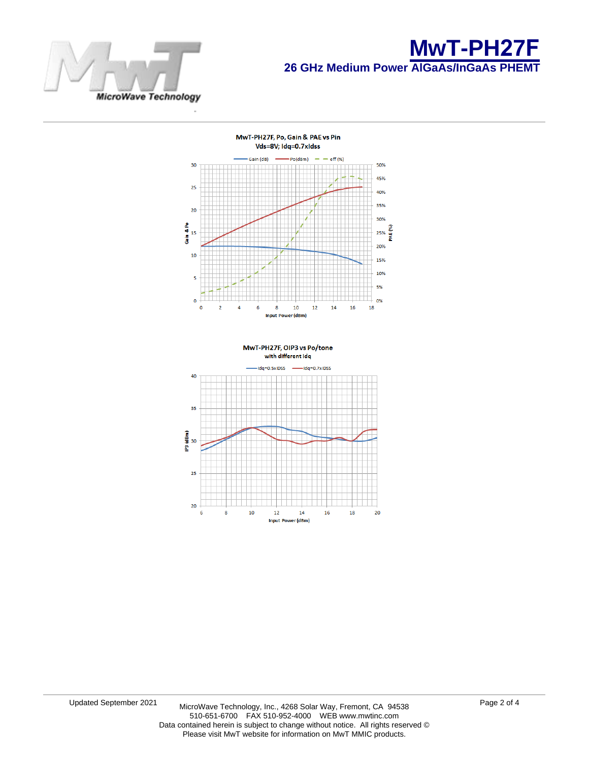# MwT-PH27F

## 26 GHz Medium Power AlGaAs/InGaAs PHEMT

MwT-PH27F, Po, Gain & PAE vs Pin
Vds=8V; Idq=0.7xIdss

MwT-PH27F, OIP3 vs Po/tone
with different Idq

Updated September 2021

MicroWave Technology, Inc., 4268 Solar Way, Fremont, CA 94538
510-651-6700 FAX 510-952-4000 WEB www.mwtinc.com
Data contained herein is subject to change without notice. All rights reserved ©
Please visit MwT website for information on MwT MMIC products.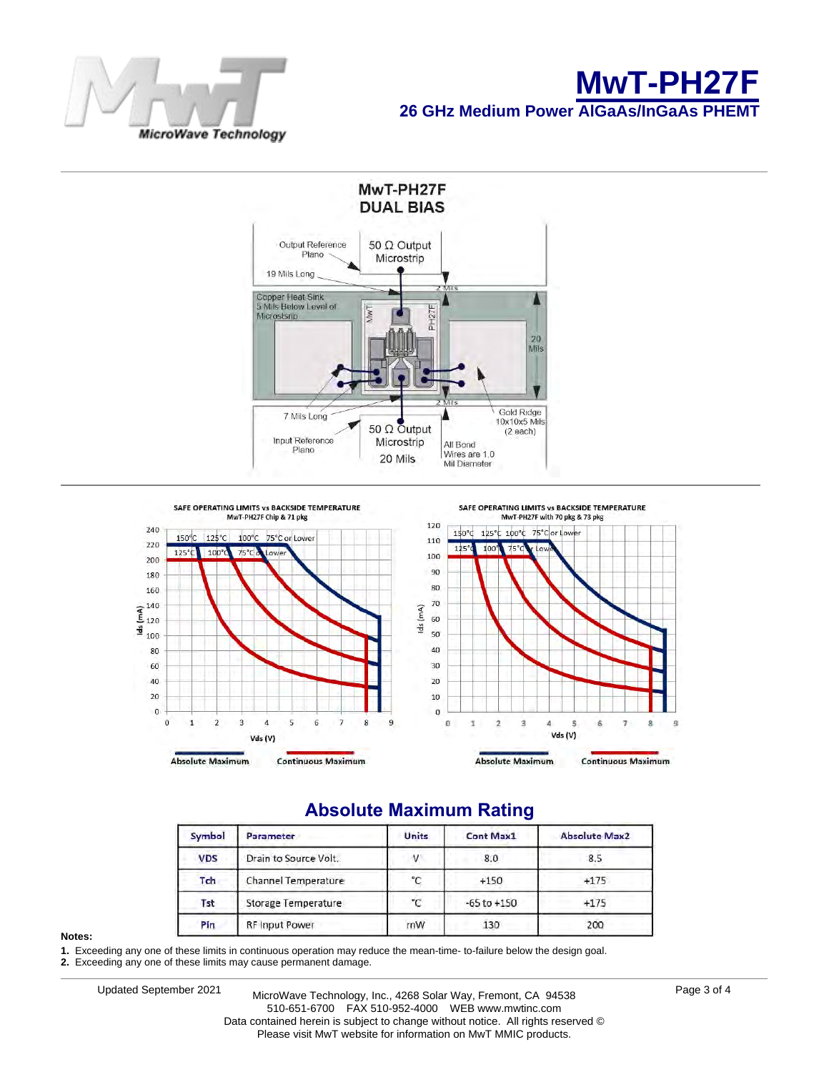# MwT-PH27F

## 26 GHz Medium Power AlGaAs/InGaAs PHEMT

MwT-PH27F
DUAL BIAS

Output Reference Plane
50 Ω Output Microstrip
19 Mils Long
2 Mils
Copper Heat Sink 5 Mils Below Level of Microstrip
MwT
PH27F
20 Mils
2 Mils
7 Mils Long
Input Reference Plane
50 Ω Output Microstrip
20 Mils
Gold Ridge 10x10x5 Mils (2 each)
All Bond Wires are 1.0 Mil Diameter

SAFE OPERATING LIMITS vs BACKSIDE TEMPERATURE
MwT-PH27F Chip & 71 pkg

SAFE OPERATING LIMITS vs BACKSIDE TEMPERATURE
MwT-PH27F with 70 pkg & 73 pkg

Absolute Maximum — Continuous Maximum

## Absolute Maximum Rating

| Symbol | Parameter | Units | Cont Max1 | Absolute Max2 |
|---|---|---|---|---|
| VDS | Drain to Source Volt. | V | 8.0 | 8.5 |
| Tch | Channel Temperature | °C | +150 | +175 |
| Tst | Storage Temperature | °C | -65 to +150 | +175 |
| Pin | RF Input Power | mW | 130 | 200 |

**Notes:**

1. Exceeding any one of these limits in continuous operation may reduce the mean-time- to-failure below the design goal.
2. Exceeding any one of these limits may cause permanent damage.

Updated September 2021

MicroWave Technology, Inc., 4268 Solar Way, Fremont, CA 94538
510-651-6700 FAX 510-952-4000 WEB www.mwtinc.com
Data contained herein is subject to change without notice. All rights reserved ©
Please visit MwT website for information on MwT MMIC products.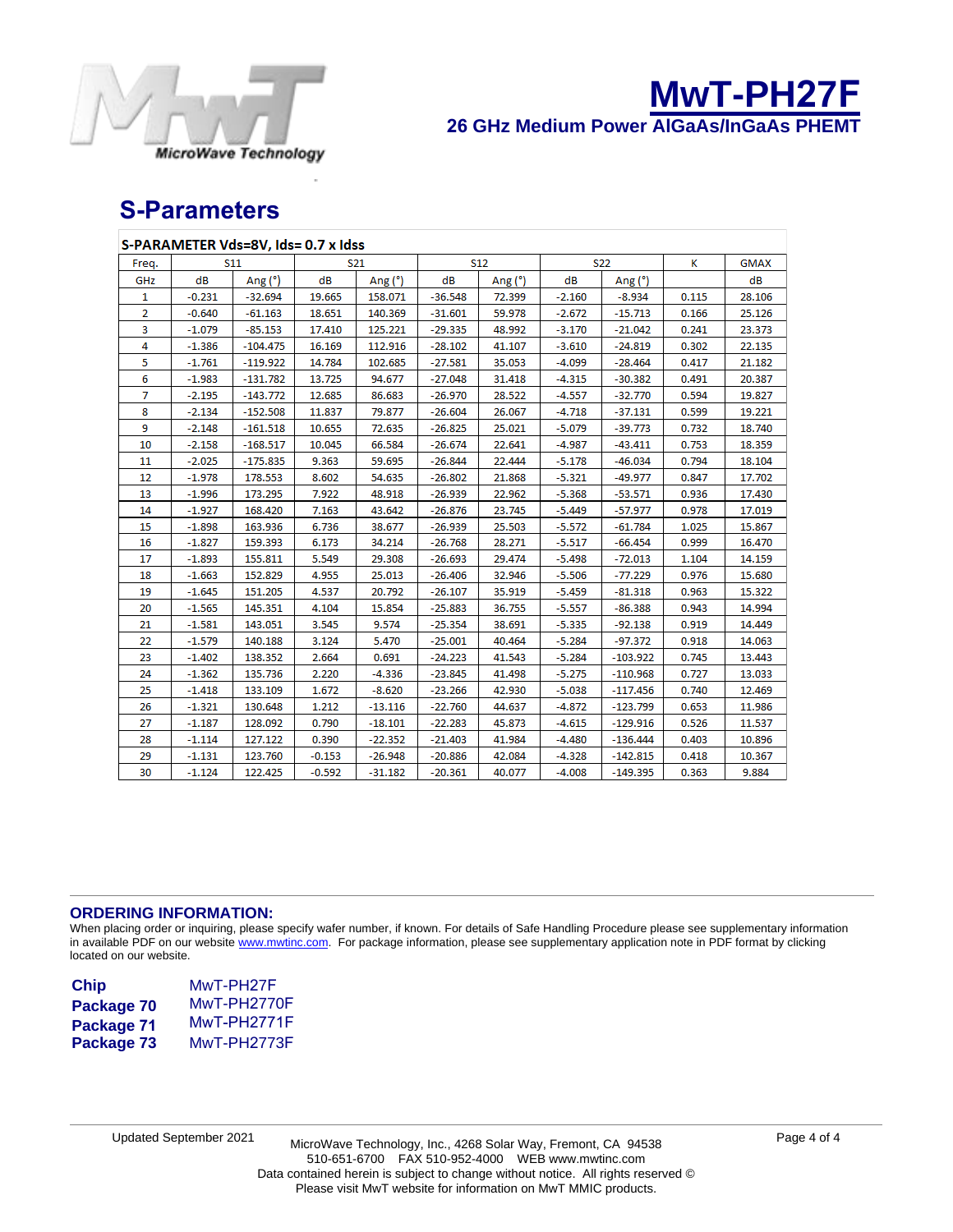# MwT-PH27F

## 26 GHz Medium Power AlGaAs/InGaAs PHEMT

## S-Parameters

**S-PARAMETER Vds=8V, Ids= 0.7 x Idss**

| Freq. | S11 | | S21 | | S12 | | S22 | | K | GMAX |
|---|---|---|---|---|---|---|---|---|---|---|
| GHz | dB | Ang (°) | dB | Ang (°) | dB | Ang (°) | dB | Ang (°) | | dB |
| 1 | -0.231 | -32.694 | 19.665 | 158.071 | -36.548 | 72.399 | -2.160 | -8.934 | 0.115 | 28.106 |
| 2 | -0.640 | -61.163 | 18.651 | 140.369 | -31.601 | 59.978 | -2.672 | -15.713 | 0.166 | 25.126 |
| 3 | -1.079 | -85.153 | 17.410 | 125.221 | -29.335 | 48.992 | -3.170 | -21.042 | 0.241 | 23.373 |
| 4 | -1.386 | -104.475 | 16.169 | 112.916 | -28.102 | 41.107 | -3.610 | -24.819 | 0.302 | 22.135 |
| 5 | -1.761 | -119.922 | 14.784 | 102.685 | -27.581 | 35.053 | -4.099 | -28.464 | 0.417 | 21.182 |
| 6 | -1.983 | -131.782 | 13.725 | 94.677 | -27.048 | 31.418 | -4.315 | -30.382 | 0.491 | 20.387 |
| 7 | -2.195 | -143.772 | 12.685 | 86.683 | -26.970 | 28.522 | -4.557 | -32.770 | 0.594 | 19.827 |
| 8 | -2.134 | -152.508 | 11.837 | 79.877 | -26.604 | 26.067 | -4.718 | -37.131 | 0.599 | 19.221 |
| 9 | -2.148 | -161.518 | 10.655 | 72.635 | -26.825 | 25.021 | -5.079 | -39.773 | 0.732 | 18.740 |
| 10 | -2.158 | -168.517 | 10.045 | 66.584 | -26.674 | 22.641 | -4.987 | -43.411 | 0.753 | 18.359 |
| 11 | -2.025 | -175.835 | 9.363 | 59.695 | -26.844 | 22.444 | -5.178 | -46.034 | 0.794 | 18.104 |
| 12 | -1.978 | 178.553 | 8.602 | 54.635 | -26.802 | 21.868 | -5.321 | -49.977 | 0.847 | 17.702 |
| 13 | -1.996 | 173.295 | 7.922 | 48.918 | -26.939 | 22.962 | -5.368 | -53.571 | 0.936 | 17.430 |
| 14 | -1.927 | 168.420 | 7.163 | 43.642 | -26.876 | 23.745 | -5.449 | -57.977 | 0.978 | 17.019 |
| 15 | -1.898 | 163.936 | 6.736 | 38.677 | -26.939 | 25.503 | -5.572 | -61.784 | 1.025 | 15.867 |
| 16 | -1.827 | 159.393 | 6.173 | 34.214 | -26.768 | 28.271 | -5.517 | -66.454 | 0.999 | 16.470 |
| 17 | -1.893 | 155.811 | 5.549 | 29.308 | -26.693 | 29.474 | -5.498 | -72.013 | 1.104 | 14.159 |
| 18 | -1.663 | 152.829 | 4.955 | 25.013 | -26.406 | 32.946 | -5.506 | -77.229 | 0.976 | 15.680 |
| 19 | -1.645 | 151.205 | 4.537 | 20.792 | -26.107 | 35.919 | -5.459 | -81.318 | 0.963 | 15.322 |
| 20 | -1.565 | 145.351 | 4.104 | 15.854 | -25.883 | 36.755 | -5.557 | -86.388 | 0.943 | 14.994 |
| 21 | -1.581 | 143.051 | 3.545 | 9.574 | -25.354 | 38.691 | -5.335 | -92.138 | 0.919 | 14.449 |
| 22 | -1.579 | 140.188 | 3.124 | 5.470 | -25.001 | 40.464 | -5.284 | -97.372 | 0.918 | 14.063 |
| 23 | -1.402 | 138.352 | 2.664 | 0.691 | -24.223 | 41.543 | -5.284 | -103.922 | 0.745 | 13.443 |
| 24 | -1.362 | 135.736 | 2.220 | -4.336 | -23.845 | 41.498 | -5.275 | -110.968 | 0.727 | 13.033 |
| 25 | -1.418 | 133.109 | 1.672 | -8.620 | -23.266 | 42.930 | -5.038 | -117.456 | 0.740 | 12.469 |
| 26 | -1.321 | 130.648 | 1.212 | -13.116 | -22.760 | 44.637 | -4.872 | -123.799 | 0.653 | 11.986 |
| 27 | -1.187 | 128.092 | 0.790 | -18.101 | -22.283 | 45.873 | -4.615 | -129.916 | 0.526 | 11.537 |
| 28 | -1.114 | 127.122 | 0.390 | -22.352 | -21.403 | 41.984 | -4.480 | -136.444 | 0.403 | 10.896 |
| 29 | -1.131 | 123.760 | -0.153 | -26.948 | -20.886 | 42.084 | -4.328 | -142.815 | 0.418 | 10.367 |
| 30 | -1.124 | 122.425 | -0.592 | -31.182 | -20.361 | 40.077 | -4.008 | -149.395 | 0.363 | 9.884 |

### ORDERING INFORMATION:

When placing order or inquiring, please specify wafer number, if known. For details of Safe Handling Procedure please see supplementary information in available PDF on our website www.mwtinc.com. For package information, please see supplementary application note in PDF format by clicking located on our website.

| | |
|---|---|
| **Chip** | MwT-PH27F |
| **Package 70** | MwT-PH2770F |
| **Package 71** | MwT-PH2771F |
| **Package 73** | MwT-PH2773F |

Updated September 2021

MicroWave Technology, Inc., 4268 Solar Way, Fremont, CA 94538
510-651-6700 FAX 510-952-4000 WEB www.mwtinc.com
Data contained herein is subject to change without notice. All rights reserved ©
Please visit MwT website for information on MwT MMIC products.